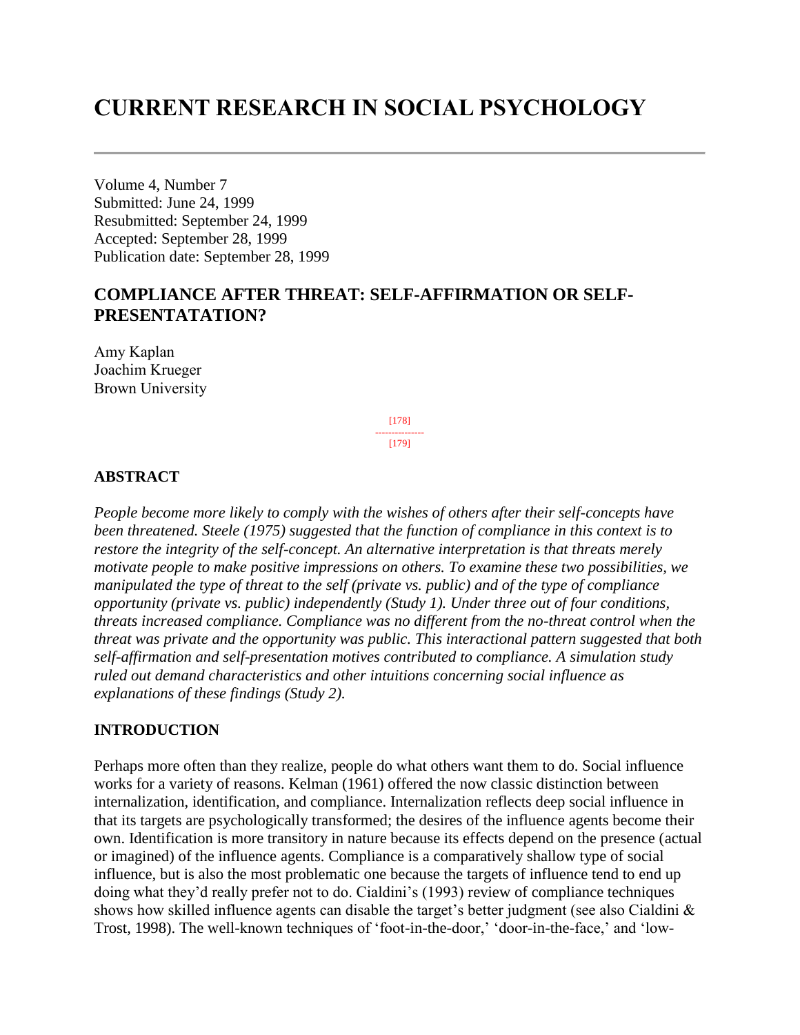# CURRENT RESEARCH IN SOCIAL PSYCHOLOGY

Volume 4, Number 7
Submitted: June 24, 1999
Resubmitted: September 24, 1999
Accepted: September 28, 1999
Publication date: September 28, 1999

## COMPLIANCE AFTER THREAT: SELF-AFFIRMATION OR SELF-PRESENTATATION?

Amy Kaplan
Joachim Krueger
Brown University

### ABSTRACT

*People become more likely to comply with the wishes of others after their self-concepts have been threatened. Steele (1975) suggested that the function of compliance in this context is to restore the integrity of the self-concept. An alternative interpretation is that threats merely motivate people to make positive impressions on others. To examine these two possibilities, we manipulated the type of threat to the self (private vs. public) and of the type of compliance opportunity (private vs. public) independently (Study 1). Under three out of four conditions, threats increased compliance. Compliance was no different from the no-threat control when the threat was private and the opportunity was public. This interactional pattern suggested that both self-affirmation and self-presentation motives contributed to compliance. A simulation study ruled out demand characteristics and other intuitions concerning social influence as explanations of these findings (Study 2).*

### INTRODUCTION

Perhaps more often than they realize, people do what others want them to do. Social influence works for a variety of reasons. Kelman (1961) offered the now classic distinction between internalization, identification, and compliance. Internalization reflects deep social influence in that its targets are psychologically transformed; the desires of the influence agents become their own. Identification is more transitory in nature because its effects depend on the presence (actual or imagined) of the influence agents. Compliance is a comparatively shallow type of social influence, but is also the most problematic one because the targets of influence tend to end up doing what they'd really prefer not to do. Cialdini's (1993) review of compliance techniques shows how skilled influence agents can disable the target's better judgment (see also Cialdini & Trost, 1998). The well-known techniques of 'foot-in-the-door,' 'door-in-the-face,' and 'low-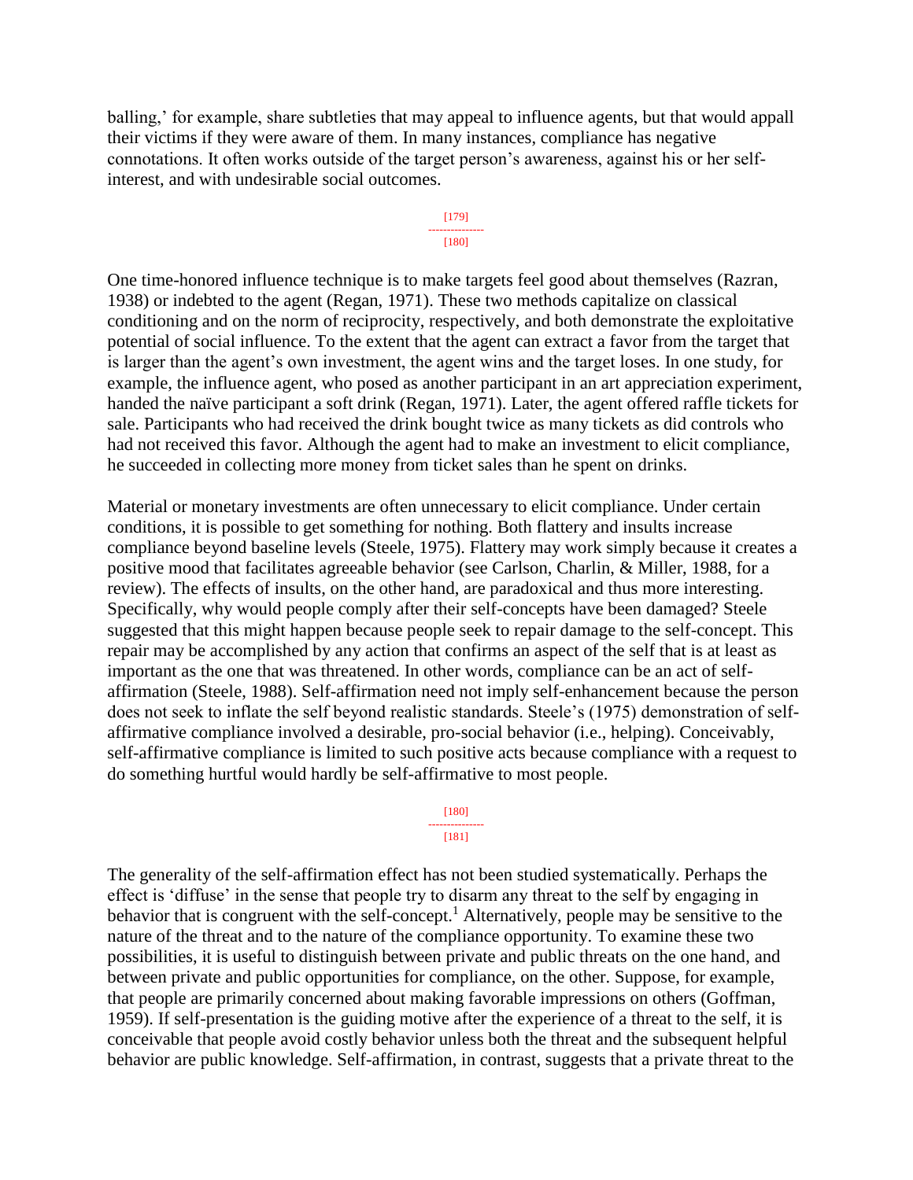balling,' for example, share subtleties that may appeal to influence agents, but that would appall their victims if they were aware of them. In many instances, compliance has negative connotations. It often works outside of the target person's awareness, against his or her self-interest, and with undesirable social outcomes.

One time-honored influence technique is to make targets feel good about themselves (Razran, 1938) or indebted to the agent (Regan, 1971). These two methods capitalize on classical conditioning and on the norm of reciprocity, respectively, and both demonstrate the exploitative potential of social influence. To the extent that the agent can extract a favor from the target that is larger than the agent's own investment, the agent wins and the target loses. In one study, for example, the influence agent, who posed as another participant in an art appreciation experiment, handed the naïve participant a soft drink (Regan, 1971). Later, the agent offered raffle tickets for sale. Participants who had received the drink bought twice as many tickets as did controls who had not received this favor. Although the agent had to make an investment to elicit compliance, he succeeded in collecting more money from ticket sales than he spent on drinks.

Material or monetary investments are often unnecessary to elicit compliance. Under certain conditions, it is possible to get something for nothing. Both flattery and insults increase compliance beyond baseline levels (Steele, 1975). Flattery may work simply because it creates a positive mood that facilitates agreeable behavior (see Carlson, Charlin, & Miller, 1988, for a review). The effects of insults, on the other hand, are paradoxical and thus more interesting. Specifically, why would people comply after their self-concepts have been damaged? Steele suggested that this might happen because people seek to repair damage to the self-concept. This repair may be accomplished by any action that confirms an aspect of the self that is at least as important as the one that was threatened. In other words, compliance can be an act of self-affirmation (Steele, 1988). Self-affirmation need not imply self-enhancement because the person does not seek to inflate the self beyond realistic standards. Steele's (1975) demonstration of self-affirmative compliance involved a desirable, pro-social behavior (i.e., helping). Conceivably, self-affirmative compliance is limited to such positive acts because compliance with a request to do something hurtful would hardly be self-affirmative to most people.

The generality of the self-affirmation effect has not been studied systematically. Perhaps the effect is 'diffuse' in the sense that people try to disarm any threat to the self by engaging in behavior that is congruent with the self-concept.[1] Alternatively, people may be sensitive to the nature of the threat and to the nature of the compliance opportunity. To examine these two possibilities, it is useful to distinguish between private and public threats on the one hand, and between private and public opportunities for compliance, on the other. Suppose, for example, that people are primarily concerned about making favorable impressions on others (Goffman, 1959). If self-presentation is the guiding motive after the experience of a threat to the self, it is conceivable that people avoid costly behavior unless both the threat and the subsequent helpful behavior are public knowledge. Self-affirmation, in contrast, suggests that a private threat to the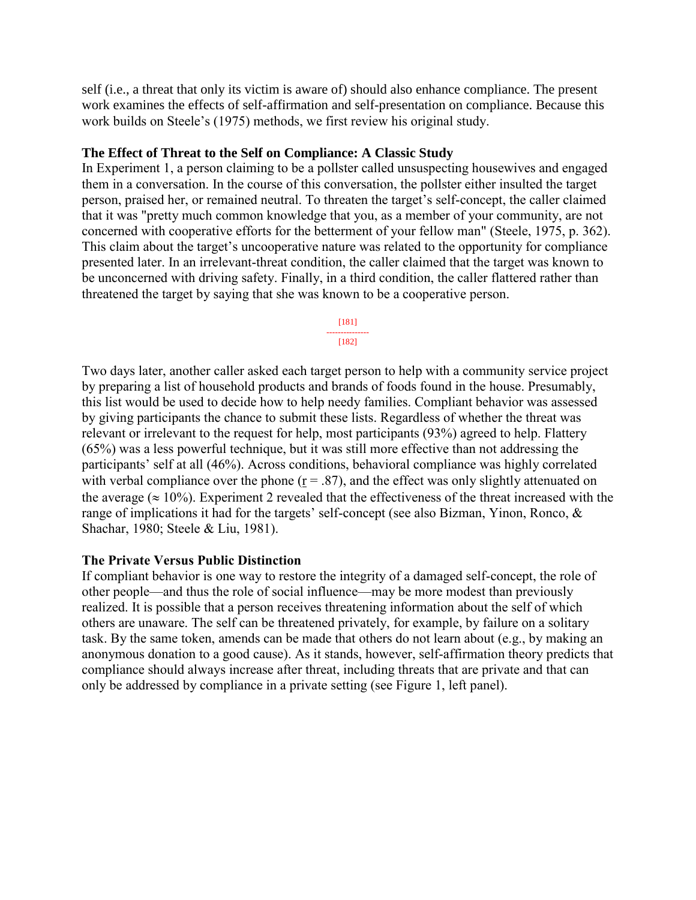self (i.e., a threat that only its victim is aware of) should also enhance compliance. The present work examines the effects of self-affirmation and self-presentation on compliance. Because this work builds on Steele's (1975) methods, we first review his original study.

### The Effect of Threat to the Self on Compliance: A Classic Study

In Experiment 1, a person claiming to be a pollster called unsuspecting housewives and engaged them in a conversation. In the course of this conversation, the pollster either insulted the target person, praised her, or remained neutral. To threaten the target's self-concept, the caller claimed that it was "pretty much common knowledge that you, as a member of your community, are not concerned with cooperative efforts for the betterment of your fellow man" (Steele, 1975, p. 362). This claim about the target's uncooperative nature was related to the opportunity for compliance presented later. In an irrelevant-threat condition, the caller claimed that the target was known to be unconcerned with driving safety. Finally, in a third condition, the caller flattered rather than threatened the target by saying that she was known to be a cooperative person.

[181]
---------------
[182]

Two days later, another caller asked each target person to help with a community service project by preparing a list of household products and brands of foods found in the house. Presumably, this list would be used to decide how to help needy families. Compliant behavior was assessed by giving participants the chance to submit these lists. Regardless of whether the threat was relevant or irrelevant to the request for help, most participants (93%) agreed to help. Flattery (65%) was a less powerful technique, but it was still more effective than not addressing the participants' self at all (46%). Across conditions, behavioral compliance was highly correlated with verbal compliance over the phone ($r$ = .87), and the effect was only slightly attenuated on the average (≈ 10%). Experiment 2 revealed that the effectiveness of the threat increased with the range of implications it had for the targets' self-concept (see also Bizman, Yinon, Ronco, & Shachar, 1980; Steele & Liu, 1981).

### The Private Versus Public Distinction

If compliant behavior is one way to restore the integrity of a damaged self-concept, the role of other people—and thus the role of social influence—may be more modest than previously realized. It is possible that a person receives threatening information about the self of which others are unaware. The self can be threatened privately, for example, by failure on a solitary task. By the same token, amends can be made that others do not learn about (e.g., by making an anonymous donation to a good cause). As it stands, however, self-affirmation theory predicts that compliance should always increase after threat, including threats that are private and that can only be addressed by compliance in a private setting (see Figure 1, left panel).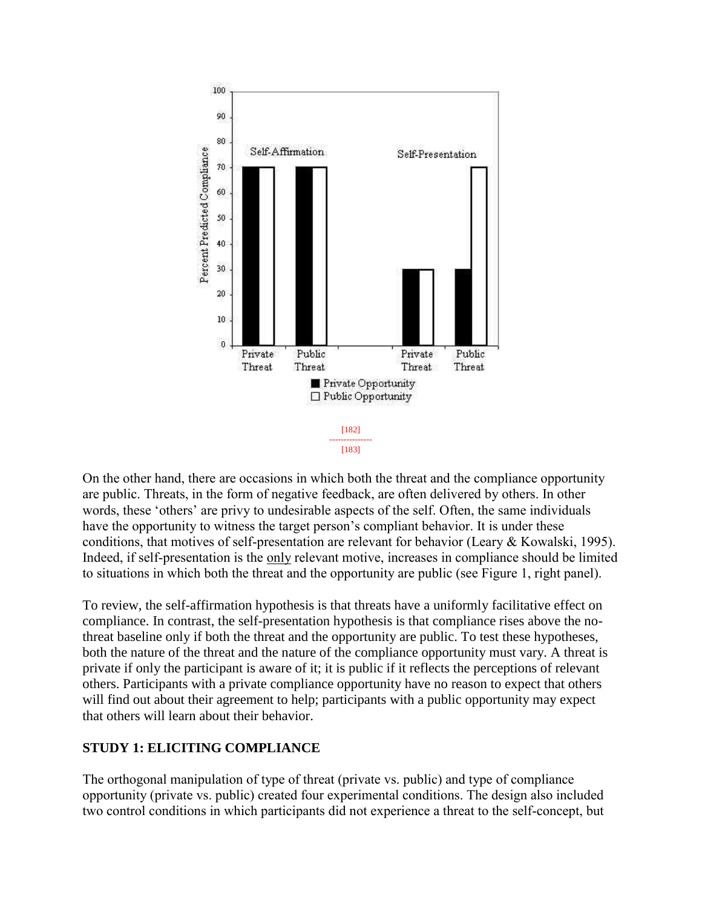On the other hand, there are occasions in which both the threat and the compliance opportunity are public. Threats, in the form of negative feedback, are often delivered by others. In other words, these 'others' are privy to undesirable aspects of the self. Often, the same individuals have the opportunity to witness the target person's compliant behavior. It is under these conditions, that motives of self-presentation are relevant for behavior (Leary & Kowalski, 1995). Indeed, if self-presentation is the only relevant motive, increases in compliance should be limited to situations in which both the threat and the opportunity are public (see Figure 1, right panel).

To review, the self-affirmation hypothesis is that threats have a uniformly facilitative effect on compliance. In contrast, the self-presentation hypothesis is that compliance rises above the no-threat baseline only if both the threat and the opportunity are public. To test these hypotheses, both the nature of the threat and the nature of the compliance opportunity must vary. A threat is private if only the participant is aware of it; it is public if it reflects the perceptions of relevant others. Participants with a private compliance opportunity have no reason to expect that others will find out about their agreement to help; participants with a public opportunity may expect that others will learn about their behavior.

**STUDY 1: ELICITING COMPLIANCE**

The orthogonal manipulation of type of threat (private vs. public) and type of compliance opportunity (private vs. public) created four experimental conditions. The design also included two control conditions in which participants did not experience a threat to the self-concept, but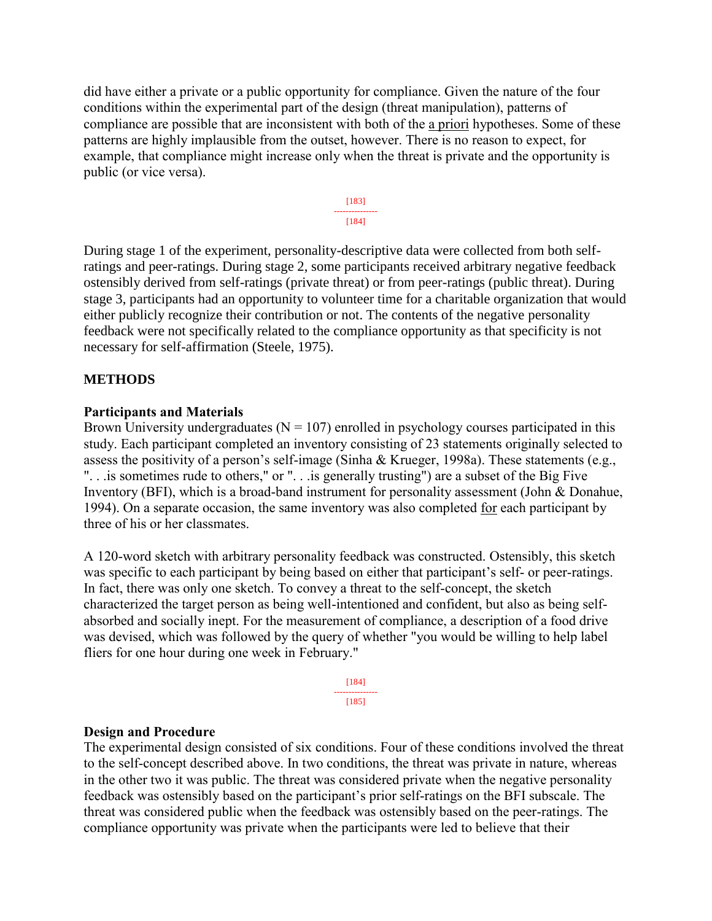did have either a private or a public opportunity for compliance. Given the nature of the four conditions within the experimental part of the design (threat manipulation), patterns of compliance are possible that are inconsistent with both of the a priori hypotheses. Some of these patterns are highly implausible from the outset, however. There is no reason to expect, for example, that compliance might increase only when the threat is private and the opportunity is public (or vice versa).

During stage 1 of the experiment, personality-descriptive data were collected from both self-ratings and peer-ratings. During stage 2, some participants received arbitrary negative feedback ostensibly derived from self-ratings (private threat) or from peer-ratings (public threat). During stage 3, participants had an opportunity to volunteer time for a charitable organization that would either publicly recognize their contribution or not. The contents of the negative personality feedback were not specifically related to the compliance opportunity as that specificity is not necessary for self-affirmation (Steele, 1975).

## METHODS

### Participants and Materials

Brown University undergraduates (N = 107) enrolled in psychology courses participated in this study. Each participant completed an inventory consisting of 23 statements originally selected to assess the positivity of a person's self-image (Sinha & Krueger, 1998a). These statements (e.g., ". . .is sometimes rude to others," or ". . .is generally trusting") are a subset of the Big Five Inventory (BFI), which is a broad-band instrument for personality assessment (John & Donahue, 1994). On a separate occasion, the same inventory was also completed for each participant by three of his or her classmates.

A 120-word sketch with arbitrary personality feedback was constructed. Ostensibly, this sketch was specific to each participant by being based on either that participant's self- or peer-ratings. In fact, there was only one sketch. To convey a threat to the self-concept, the sketch characterized the target person as being well-intentioned and confident, but also as being self-absorbed and socially inept. For the measurement of compliance, a description of a food drive was devised, which was followed by the query of whether "you would be willing to help label fliers for one hour during one week in February."

### Design and Procedure

The experimental design consisted of six conditions. Four of these conditions involved the threat to the self-concept described above. In two conditions, the threat was private in nature, whereas in the other two it was public. The threat was considered private when the negative personality feedback was ostensibly based on the participant's prior self-ratings on the BFI subscale. The threat was considered public when the feedback was ostensibly based on the peer-ratings. The compliance opportunity was private when the participants were led to believe that their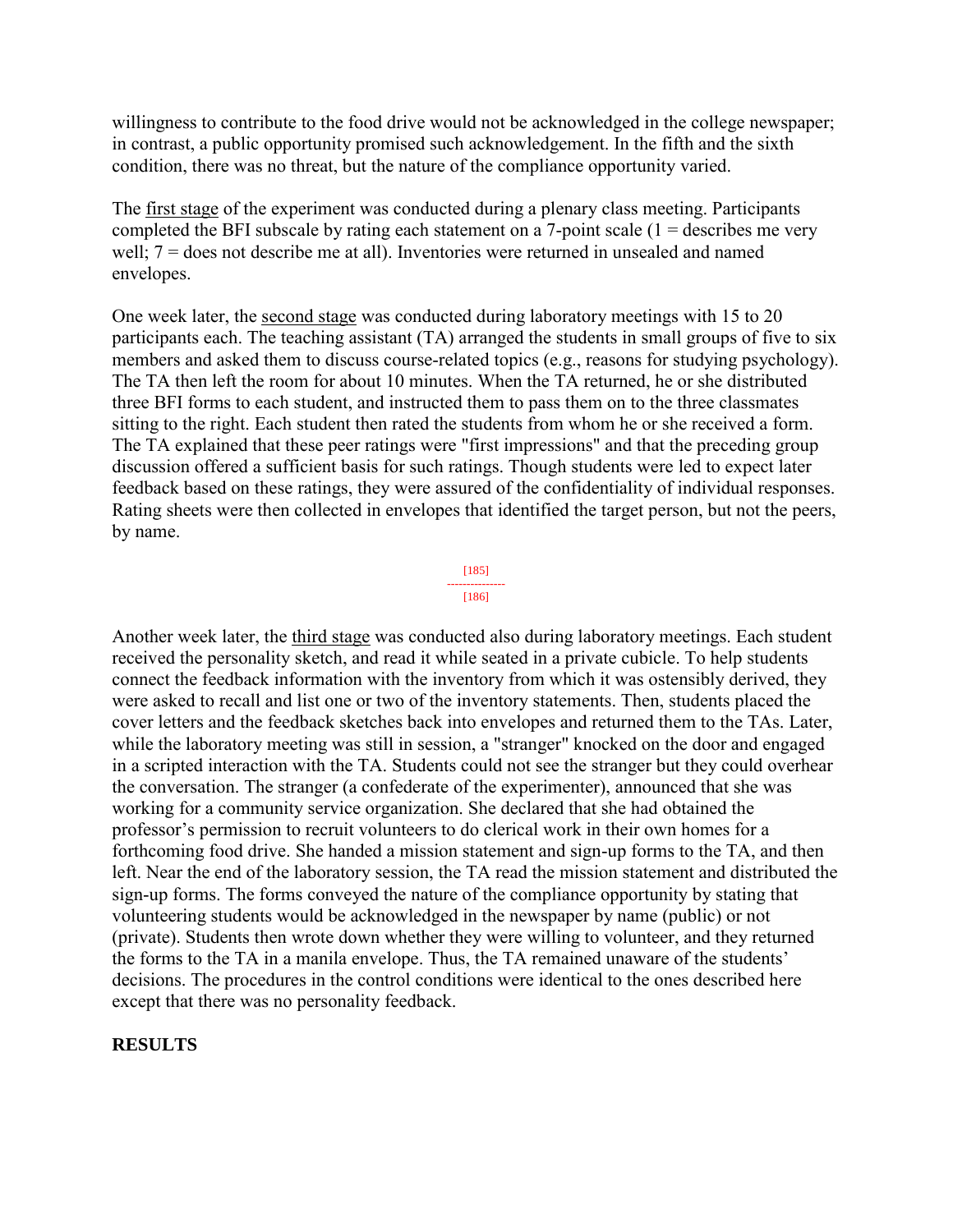willingness to contribute to the food drive would not be acknowledged in the college newspaper; in contrast, a public opportunity promised such acknowledgement. In the fifth and the sixth condition, there was no threat, but the nature of the compliance opportunity varied.

The first stage of the experiment was conducted during a plenary class meeting. Participants completed the BFI subscale by rating each statement on a 7-point scale (1 = describes me very well; 7 = does not describe me at all). Inventories were returned in unsealed and named envelopes.

One week later, the second stage was conducted during laboratory meetings with 15 to 20 participants each. The teaching assistant (TA) arranged the students in small groups of five to six members and asked them to discuss course-related topics (e.g., reasons for studying psychology). The TA then left the room for about 10 minutes. When the TA returned, he or she distributed three BFI forms to each student, and instructed them to pass them on to the three classmates sitting to the right. Each student then rated the students from whom he or she received a form. The TA explained that these peer ratings were "first impressions" and that the preceding group discussion offered a sufficient basis for such ratings. Though students were led to expect later feedback based on these ratings, they were assured of the confidentiality of individual responses. Rating sheets were then collected in envelopes that identified the target person, but not the peers, by name.

Another week later, the third stage was conducted also during laboratory meetings. Each student received the personality sketch, and read it while seated in a private cubicle. To help students connect the feedback information with the inventory from which it was ostensibly derived, they were asked to recall and list one or two of the inventory statements. Then, students placed the cover letters and the feedback sketches back into envelopes and returned them to the TAs. Later, while the laboratory meeting was still in session, a "stranger" knocked on the door and engaged in a scripted interaction with the TA. Students could not see the stranger but they could overhear the conversation. The stranger (a confederate of the experimenter), announced that she was working for a community service organization. She declared that she had obtained the professor's permission to recruit volunteers to do clerical work in their own homes for a forthcoming food drive. She handed a mission statement and sign-up forms to the TA, and then left. Near the end of the laboratory session, the TA read the mission statement and distributed the sign-up forms. The forms conveyed the nature of the compliance opportunity by stating that volunteering students would be acknowledged in the newspaper by name (public) or not (private). Students then wrote down whether they were willing to volunteer, and they returned the forms to the TA in a manila envelope. Thus, the TA remained unaware of the students' decisions. The procedures in the control conditions were identical to the ones described here except that there was no personality feedback.

## RESULTS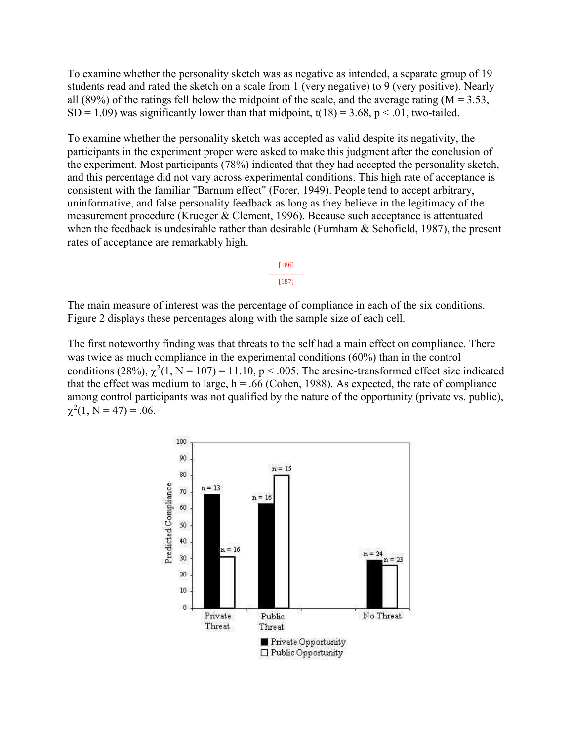To examine whether the personality sketch was as negative as intended, a separate group of 19 students read and rated the sketch on a scale from 1 (very negative) to 9 (very positive). Nearly all (89%) of the ratings fell below the midpoint of the scale, and the average rating ($M = 3.53$, $SD = 1.09$) was significantly lower than that midpoint, $t(18) = 3.68$, $p < .01$, two-tailed.

To examine whether the personality sketch was accepted as valid despite its negativity, the participants in the experiment proper were asked to make this judgment after the conclusion of the experiment. Most participants (78%) indicated that they had accepted the personality sketch, and this percentage did not vary across experimental conditions. This high rate of acceptance is consistent with the familiar "Barnum effect" (Forer, 1949). People tend to accept arbitrary, uninformative, and false personality feedback as long as they believe in the legitimacy of the measurement procedure (Krueger & Clement, 1996). Because such acceptance is attentuated when the feedback is undesirable rather than desirable (Furnham & Schofield, 1987), the present rates of acceptance are remarkably high.

The main measure of interest was the percentage of compliance in each of the six conditions. Figure 2 displays these percentages along with the sample size of each cell.

The first noteworthy finding was that threats to the self had a main effect on compliance. There was twice as much compliance in the experimental conditions (60%) than in the control conditions (28%), $\chi^2(1, N = 107) = 11.10$, $p < .005$. The arcsine-transformed effect size indicated that the effect was medium to large, $h = .66$ (Cohen, 1988). As expected, the rate of compliance among control participants was not qualified by the nature of the opportunity (private vs. public), $\chi^2(1, N = 47) = .06$.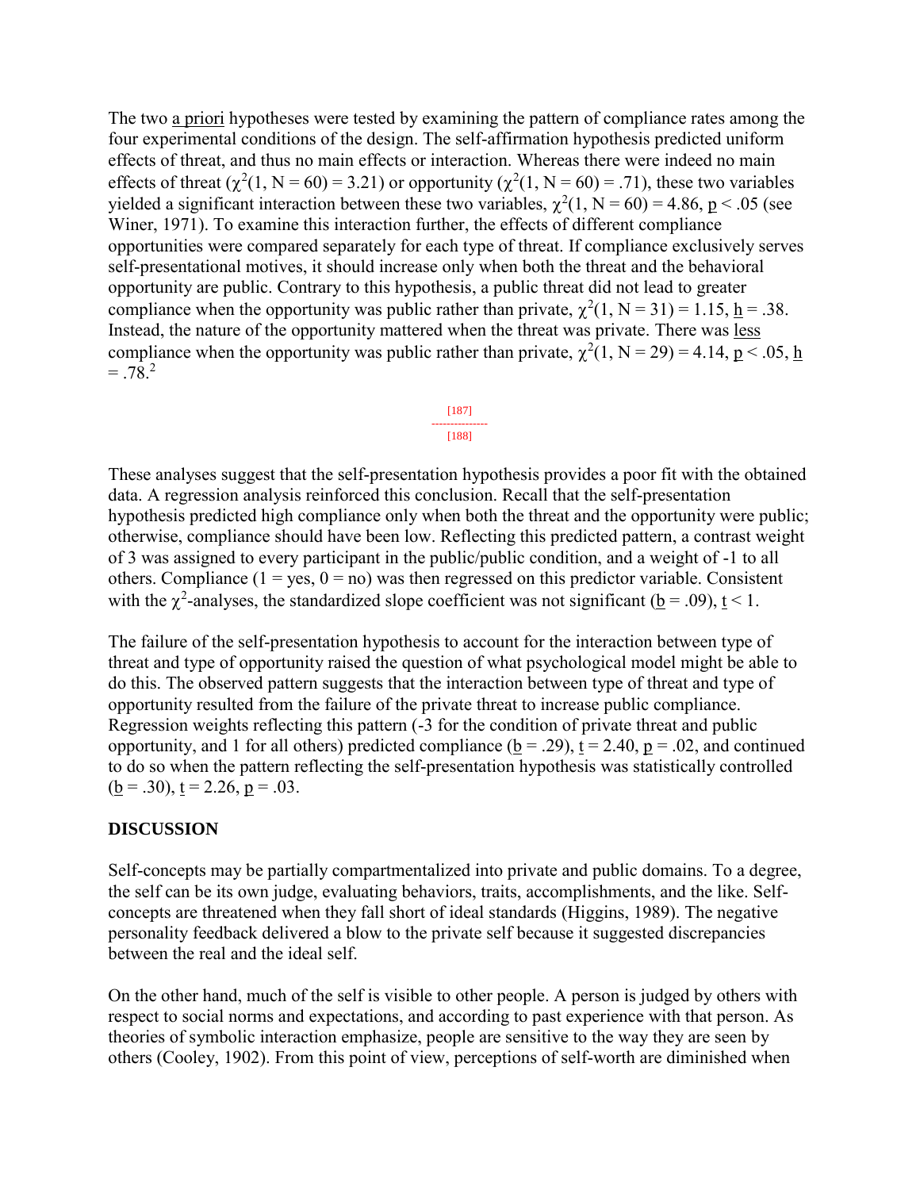The two _a priori_ hypotheses were tested by examining the pattern of compliance rates among the four experimental conditions of the design. The self-affirmation hypothesis predicted uniform effects of threat, and thus no main effects or interaction. Whereas there were indeed no main effects of threat ($\chi^2(1, N = 60) = 3.21$) or opportunity ($\chi^2(1, N = 60) = .71$), these two variables yielded a significant interaction between these two variables, $\chi^2(1, N = 60) = 4.86$, $p < .05$ (see Winer, 1971). To examine this interaction further, the effects of different compliance opportunities were compared separately for each type of threat. If compliance exclusively serves self-presentational motives, it should increase only when both the threat and the behavioral opportunity are public. Contrary to this hypothesis, a public threat did not lead to greater compliance when the opportunity was public rather than private, $\chi^2(1, N = 31) = 1.15$, $h = .38$. Instead, the nature of the opportunity mattered when the threat was private. There was _less_ compliance when the opportunity was public rather than private, $\chi^2(1, N = 29) = 4.14$, $p < .05$, $h = .78$.[2]

These analyses suggest that the self-presentation hypothesis provides a poor fit with the obtained data. A regression analysis reinforced this conclusion. Recall that the self-presentation hypothesis predicted high compliance only when both the threat and the opportunity were public; otherwise, compliance should have been low. Reflecting this predicted pattern, a contrast weight of 3 was assigned to every participant in the public/public condition, and a weight of -1 to all others. Compliance (1 = yes, 0 = no) was then regressed on this predictor variable. Consistent with the $\chi^2$-analyses, the standardized slope coefficient was not significant ($b = .09$), $t < 1$.

The failure of the self-presentation hypothesis to account for the interaction between type of threat and type of opportunity raised the question of what psychological model might be able to do this. The observed pattern suggests that the interaction between type of threat and type of opportunity resulted from the failure of the private threat to increase public compliance. Regression weights reflecting this pattern (-3 for the condition of private threat and public opportunity, and 1 for all others) predicted compliance ($b = .29$), $t = 2.40$, $p = .02$, and continued to do so when the pattern reflecting the self-presentation hypothesis was statistically controlled ($b = .30$), $t = 2.26$, $p = .03$.

## DISCUSSION

Self-concepts may be partially compartmentalized into private and public domains. To a degree, the self can be its own judge, evaluating behaviors, traits, accomplishments, and the like. Self-concepts are threatened when they fall short of ideal standards (Higgins, 1989). The negative personality feedback delivered a blow to the private self because it suggested discrepancies between the real and the ideal self.

On the other hand, much of the self is visible to other people. A person is judged by others with respect to social norms and expectations, and according to past experience with that person. As theories of symbolic interaction emphasize, people are sensitive to the way they are seen by others (Cooley, 1902). From this point of view, perceptions of self-worth are diminished when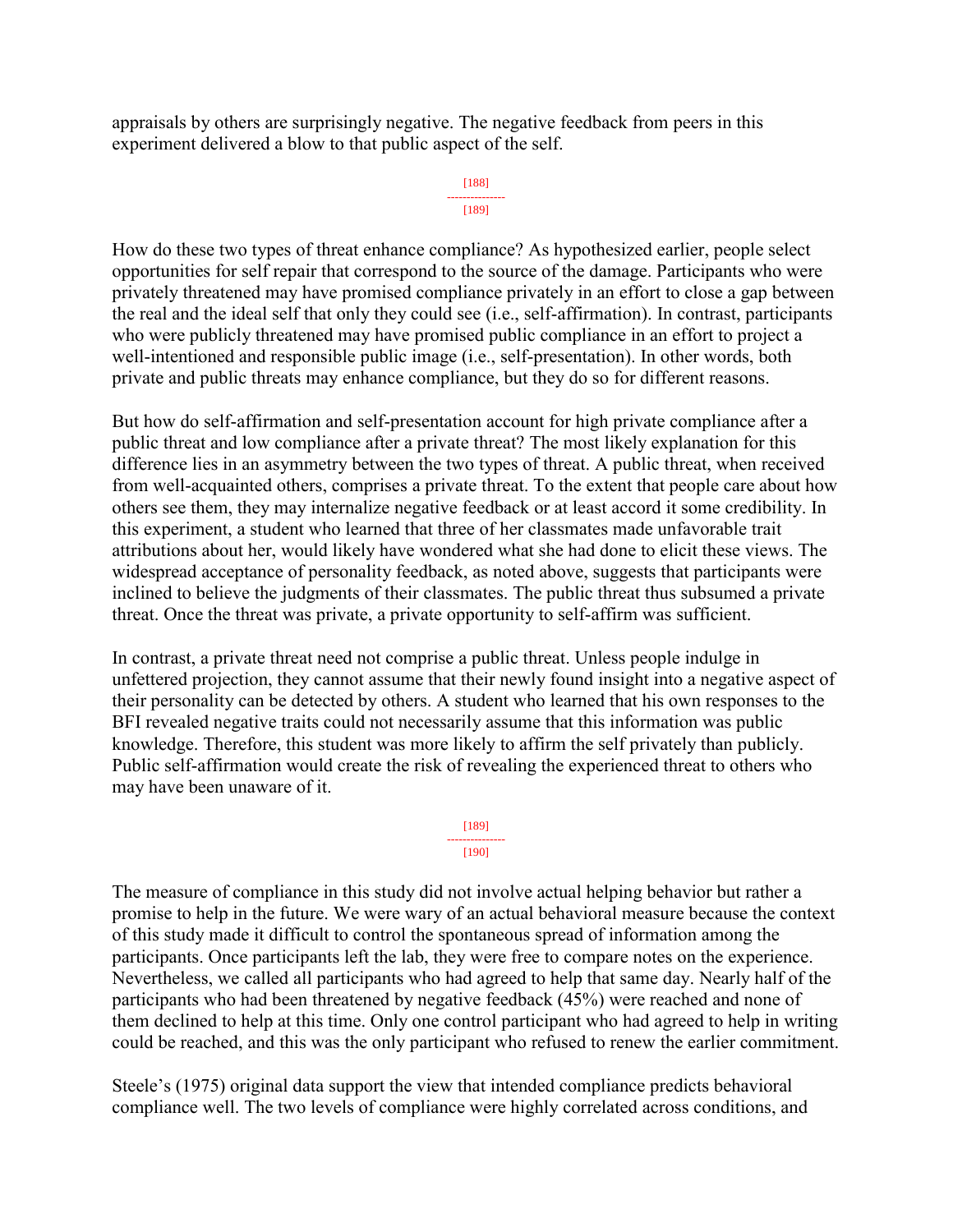appraisals by others are surprisingly negative. The negative feedback from peers in this experiment delivered a blow to that public aspect of the self.

How do these two types of threat enhance compliance? As hypothesized earlier, people select opportunities for self repair that correspond to the source of the damage. Participants who were privately threatened may have promised compliance privately in an effort to close a gap between the real and the ideal self that only they could see (i.e., self-affirmation). In contrast, participants who were publicly threatened may have promised public compliance in an effort to project a well-intentioned and responsible public image (i.e., self-presentation). In other words, both private and public threats may enhance compliance, but they do so for different reasons.

But how do self-affirmation and self-presentation account for high private compliance after a public threat and low compliance after a private threat? The most likely explanation for this difference lies in an asymmetry between the two types of threat. A public threat, when received from well-acquainted others, comprises a private threat. To the extent that people care about how others see them, they may internalize negative feedback or at least accord it some credibility. In this experiment, a student who learned that three of her classmates made unfavorable trait attributions about her, would likely have wondered what she had done to elicit these views. The widespread acceptance of personality feedback, as noted above, suggests that participants were inclined to believe the judgments of their classmates. The public threat thus subsumed a private threat. Once the threat was private, a private opportunity to self-affirm was sufficient.

In contrast, a private threat need not comprise a public threat. Unless people indulge in unfettered projection, they cannot assume that their newly found insight into a negative aspect of their personality can be detected by others. A student who learned that his own responses to the BFI revealed negative traits could not necessarily assume that this information was public knowledge. Therefore, this student was more likely to affirm the self privately than publicly. Public self-affirmation would create the risk of revealing the experienced threat to others who may have been unaware of it.

The measure of compliance in this study did not involve actual helping behavior but rather a promise to help in the future. We were wary of an actual behavioral measure because the context of this study made it difficult to control the spontaneous spread of information among the participants. Once participants left the lab, they were free to compare notes on the experience. Nevertheless, we called all participants who had agreed to help that same day. Nearly half of the participants who had been threatened by negative feedback (45%) were reached and none of them declined to help at this time. Only one control participant who had agreed to help in writing could be reached, and this was the only participant who refused to renew the earlier commitment.

Steele's (1975) original data support the view that intended compliance predicts behavioral compliance well. The two levels of compliance were highly correlated across conditions, and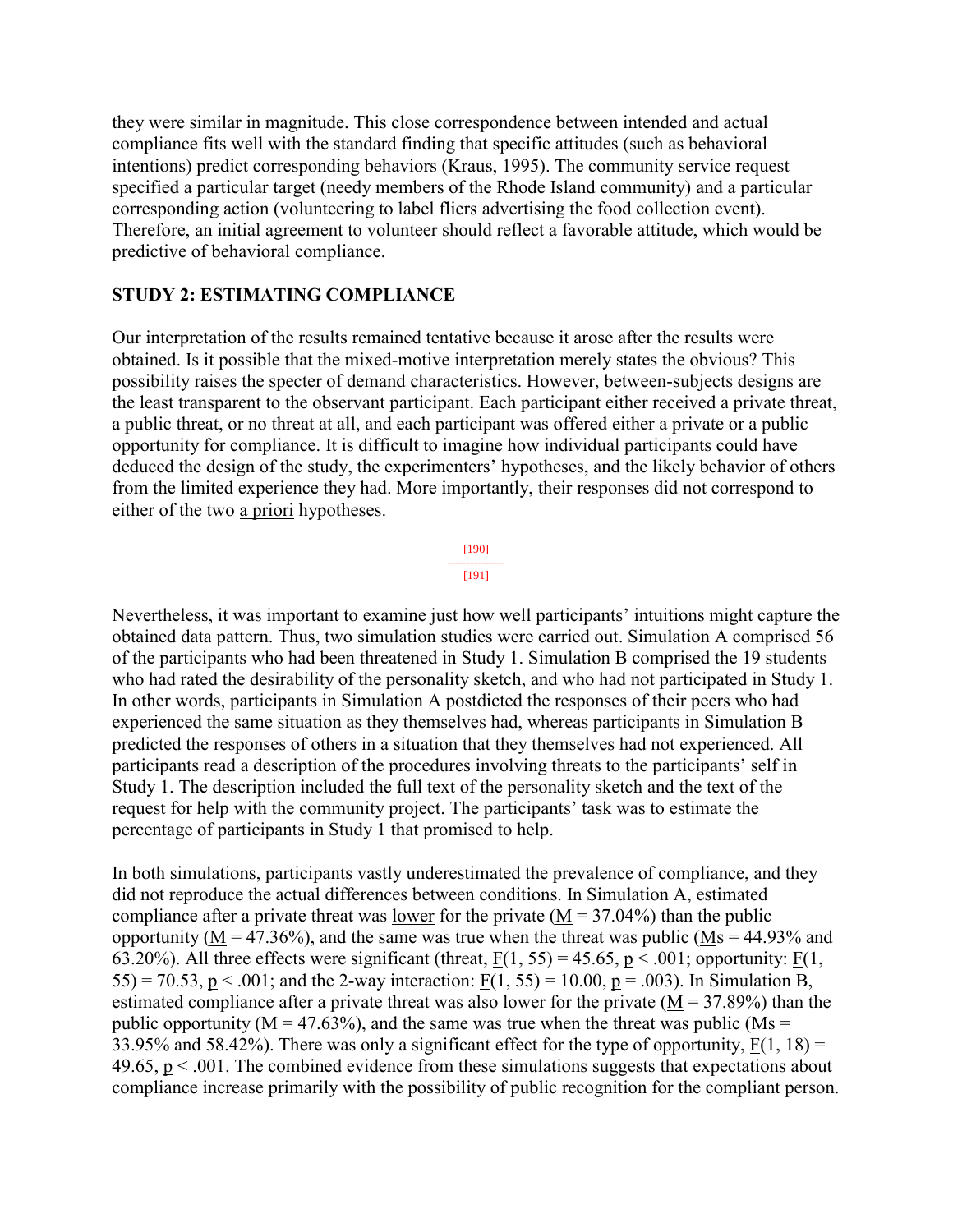they were similar in magnitude. This close correspondence between intended and actual compliance fits well with the standard finding that specific attitudes (such as behavioral intentions) predict corresponding behaviors (Kraus, 1995). The community service request specified a particular target (needy members of the Rhode Island community) and a particular corresponding action (volunteering to label fliers advertising the food collection event). Therefore, an initial agreement to volunteer should reflect a favorable attitude, which would be predictive of behavioral compliance.

## STUDY 2: ESTIMATING COMPLIANCE

Our interpretation of the results remained tentative because it arose after the results were obtained. Is it possible that the mixed-motive interpretation merely states the obvious? This possibility raises the specter of demand characteristics. However, between-subjects designs are the least transparent to the observant participant. Each participant either received a private threat, a public threat, or no threat at all, and each participant was offered either a private or a public opportunity for compliance. It is difficult to imagine how individual participants could have deduced the design of the study, the experimenters' hypotheses, and the likely behavior of others from the limited experience they had. More importantly, their responses did not correspond to either of the two a priori hypotheses.

Nevertheless, it was important to examine just how well participants' intuitions might capture the obtained data pattern. Thus, two simulation studies were carried out. Simulation A comprised 56 of the participants who had been threatened in Study 1. Simulation B comprised the 19 students who had rated the desirability of the personality sketch, and who had not participated in Study 1. In other words, participants in Simulation A postdicted the responses of their peers who had experienced the same situation as they themselves had, whereas participants in Simulation B predicted the responses of others in a situation that they themselves had not experienced. All participants read a description of the procedures involving threats to the participants' self in Study 1. The description included the full text of the personality sketch and the text of the request for help with the community project. The participants' task was to estimate the percentage of participants in Study 1 that promised to help.

In both simulations, participants vastly underestimated the prevalence of compliance, and they did not reproduce the actual differences between conditions. In Simulation A, estimated compliance after a private threat was lower for the private ($M = 37.04\%$) than the public opportunity ($M = 47.36\%$), and the same was true when the threat was public ($Ms = 44.93\%$ and $63.20\%$). All three effects were significant (threat, $F(1, 55) = 45.65$, $p < .001$; opportunity: $F(1, 55) = 70.53$, $p < .001$; and the 2-way interaction: $F(1, 55) = 10.00$, $p = .003$). In Simulation B, estimated compliance after a private threat was also lower for the private ($M = 37.89\%$) than the public opportunity ($M = 47.63\%$), and the same was true when the threat was public ($Ms = 33.95\%$ and $58.42\%$). There was only a significant effect for the type of opportunity, $F(1, 18) = 49.65$, $p < .001$. The combined evidence from these simulations suggests that expectations about compliance increase primarily with the possibility of public recognition for the compliant person.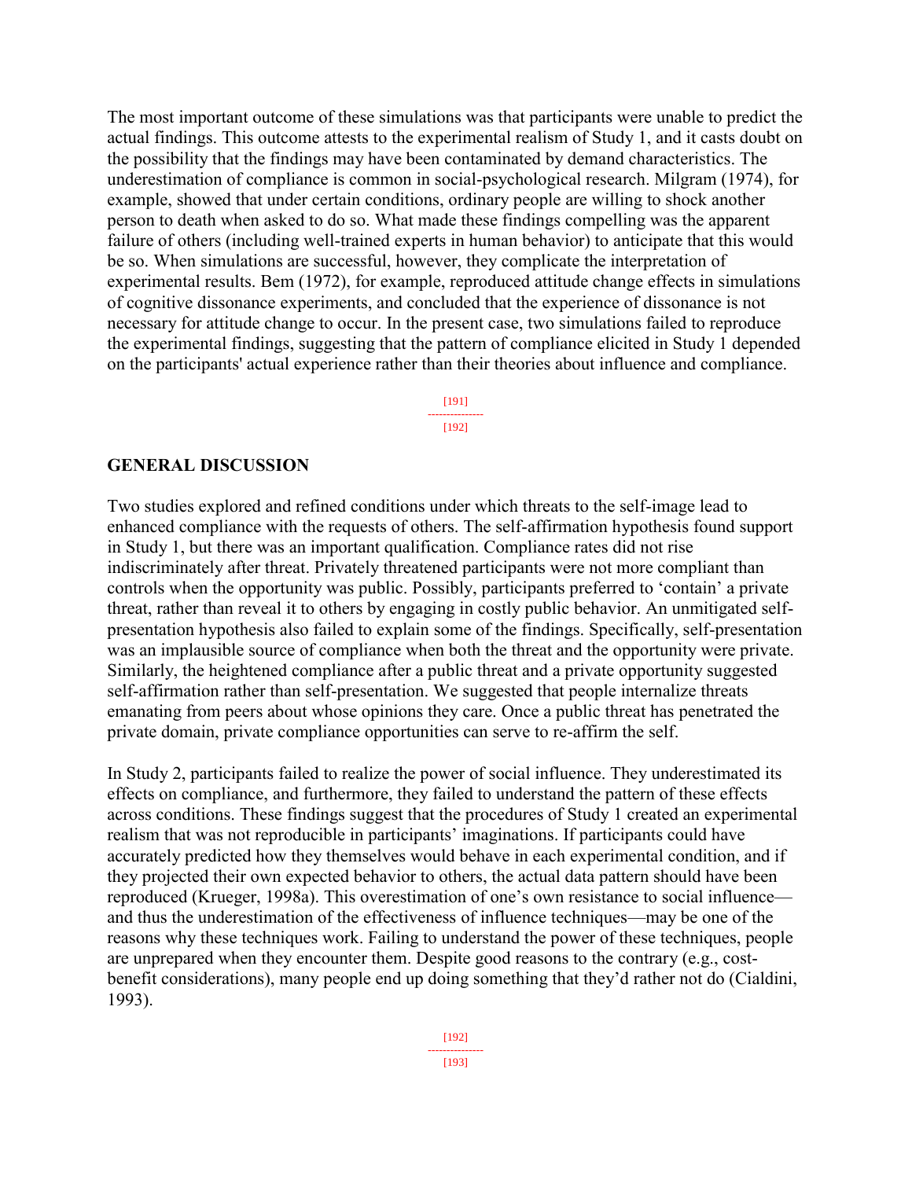The most important outcome of these simulations was that participants were unable to predict the actual findings. This outcome attests to the experimental realism of Study 1, and it casts doubt on the possibility that the findings may have been contaminated by demand characteristics. The underestimation of compliance is common in social-psychological research. Milgram (1974), for example, showed that under certain conditions, ordinary people are willing to shock another person to death when asked to do so. What made these findings compelling was the apparent failure of others (including well-trained experts in human behavior) to anticipate that this would be so. When simulations are successful, however, they complicate the interpretation of experimental results. Bem (1972), for example, reproduced attitude change effects in simulations of cognitive dissonance experiments, and concluded that the experience of dissonance is not necessary for attitude change to occur. In the present case, two simulations failed to reproduce the experimental findings, suggesting that the pattern of compliance elicited in Study 1 depended on the participants' actual experience rather than their theories about influence and compliance.

## GENERAL DISCUSSION

Two studies explored and refined conditions under which threats to the self-image lead to enhanced compliance with the requests of others. The self-affirmation hypothesis found support in Study 1, but there was an important qualification. Compliance rates did not rise indiscriminately after threat. Privately threatened participants were not more compliant than controls when the opportunity was public. Possibly, participants preferred to 'contain' a private threat, rather than reveal it to others by engaging in costly public behavior. An unmitigated self-presentation hypothesis also failed to explain some of the findings. Specifically, self-presentation was an implausible source of compliance when both the threat and the opportunity were private. Similarly, the heightened compliance after a public threat and a private opportunity suggested self-affirmation rather than self-presentation. We suggested that people internalize threats emanating from peers about whose opinions they care. Once a public threat has penetrated the private domain, private compliance opportunities can serve to re-affirm the self.

In Study 2, participants failed to realize the power of social influence. They underestimated its effects on compliance, and furthermore, they failed to understand the pattern of these effects across conditions. These findings suggest that the procedures of Study 1 created an experimental realism that was not reproducible in participants' imaginations. If participants could have accurately predicted how they themselves would behave in each experimental condition, and if they projected their own expected behavior to others, the actual data pattern should have been reproduced (Krueger, 1998a). This overestimation of one's own resistance to social influence—and thus the underestimation of the effectiveness of influence techniques—may be one of the reasons why these techniques work. Failing to understand the power of these techniques, people are unprepared when they encounter them. Despite good reasons to the contrary (e.g., cost-benefit considerations), many people end up doing something that they'd rather not do (Cialdini, 1993).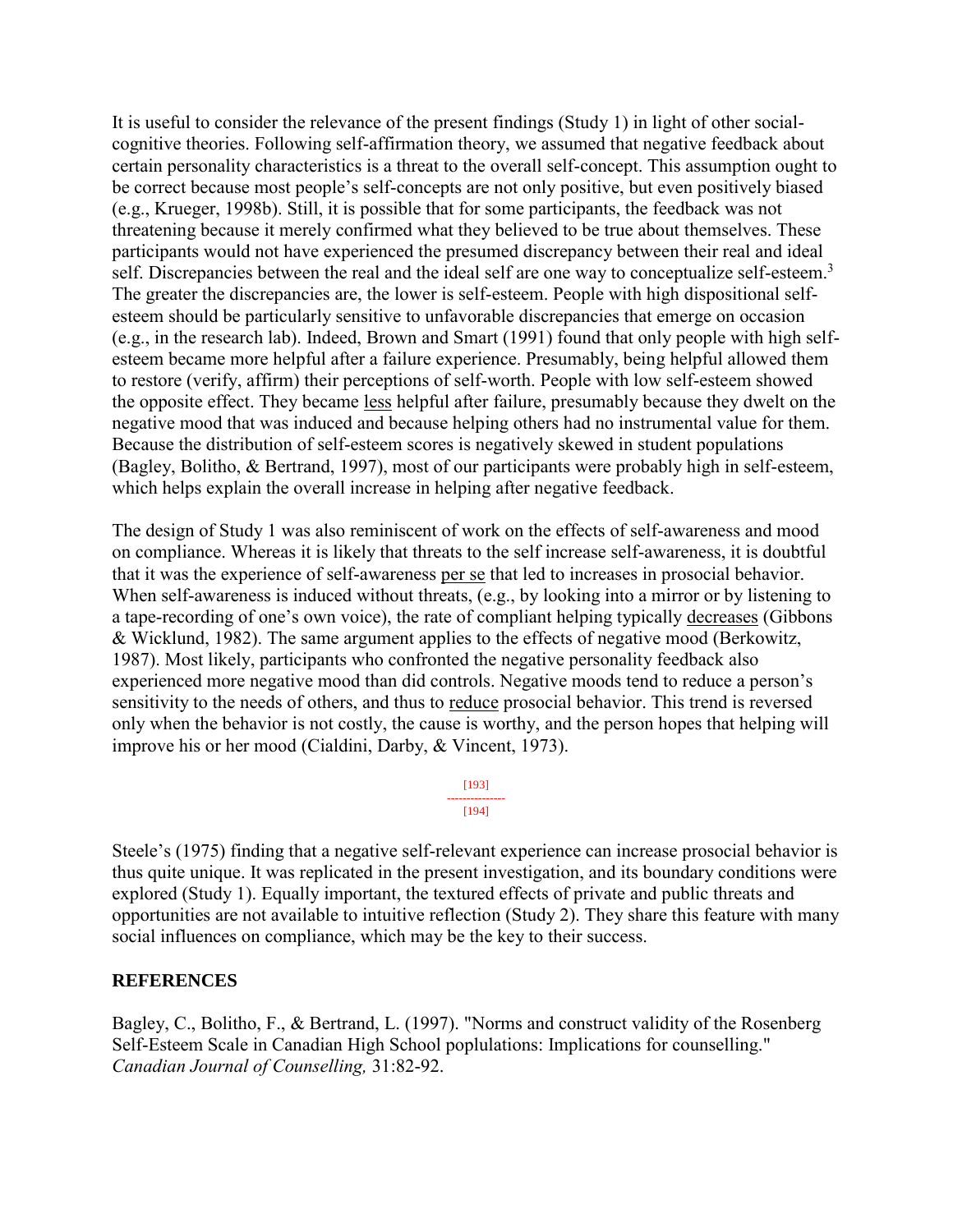It is useful to consider the relevance of the present findings (Study 1) in light of other social-cognitive theories. Following self-affirmation theory, we assumed that negative feedback about certain personality characteristics is a threat to the overall self-concept. This assumption ought to be correct because most people's self-concepts are not only positive, but even positively biased (e.g., Krueger, 1998b). Still, it is possible that for some participants, the feedback was not threatening because it merely confirmed what they believed to be true about themselves. These participants would not have experienced the presumed discrepancy between their real and ideal self. Discrepancies between the real and the ideal self are one way to conceptualize self-esteem.[3] The greater the discrepancies are, the lower is self-esteem. People with high dispositional self-esteem should be particularly sensitive to unfavorable discrepancies that emerge on occasion (e.g., in the research lab). Indeed, Brown and Smart (1991) found that only people with high self-esteem became more helpful after a failure experience. Presumably, being helpful allowed them to restore (verify, affirm) their perceptions of self-worth. People with low self-esteem showed the opposite effect. They became less helpful after failure, presumably because they dwelt on the negative mood that was induced and because helping others had no instrumental value for them. Because the distribution of self-esteem scores is negatively skewed in student populations (Bagley, Bolitho, & Bertrand, 1997), most of our participants were probably high in self-esteem, which helps explain the overall increase in helping after negative feedback.

The design of Study 1 was also reminiscent of work on the effects of self-awareness and mood on compliance. Whereas it is likely that threats to the self increase self-awareness, it is doubtful that it was the experience of self-awareness per se that led to increases in prosocial behavior. When self-awareness is induced without threats, (e.g., by looking into a mirror or by listening to a tape-recording of one's own voice), the rate of compliant helping typically decreases (Gibbons & Wicklund, 1982). The same argument applies to the effects of negative mood (Berkowitz, 1987). Most likely, participants who confronted the negative personality feedback also experienced more negative mood than did controls. Negative moods tend to reduce a person's sensitivity to the needs of others, and thus to reduce prosocial behavior. This trend is reversed only when the behavior is not costly, the cause is worthy, and the person hopes that helping will improve his or her mood (Cialdini, Darby, & Vincent, 1973).

Steele's (1975) finding that a negative self-relevant experience can increase prosocial behavior is thus quite unique. It was replicated in the present investigation, and its boundary conditions were explored (Study 1). Equally important, the textured effects of private and public threats and opportunities are not available to intuitive reflection (Study 2). They share this feature with many social influences on compliance, which may be the key to their success.

## REFERENCES

Bagley, C., Bolitho, F., & Bertrand, L. (1997). "Norms and construct validity of the Rosenberg Self-Esteem Scale in Canadian High School poplulations: Implications for counselling." *Canadian Journal of Counselling,* 31:82-92.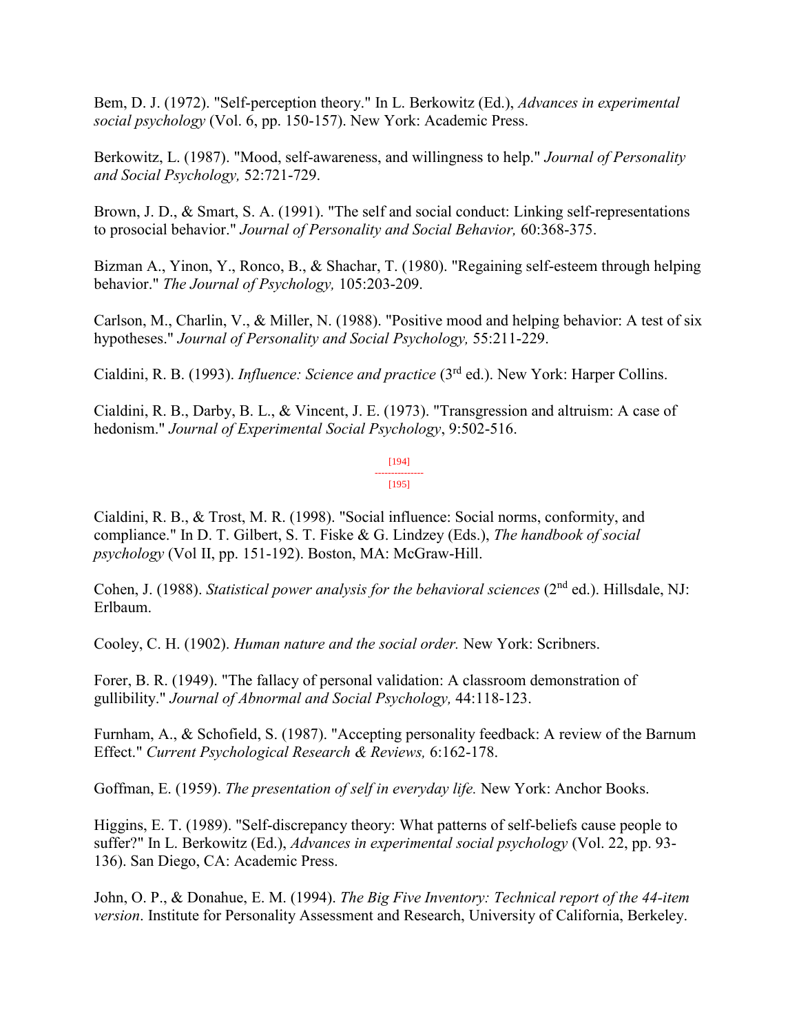Bem, D. J. (1972). "Self-perception theory." In L. Berkowitz (Ed.), *Advances in experimental social psychology* (Vol. 6, pp. 150-157). New York: Academic Press.

Berkowitz, L. (1987). "Mood, self-awareness, and willingness to help." *Journal of Personality and Social Psychology,* 52:721-729.

Brown, J. D., & Smart, S. A. (1991). "The self and social conduct: Linking self-representations to prosocial behavior." *Journal of Personality and Social Behavior,* 60:368-375.

Bizman A., Yinon, Y., Ronco, B., & Shachar, T. (1980). "Regaining self-esteem through helping behavior." *The Journal of Psychology,* 105:203-209.

Carlson, M., Charlin, V., & Miller, N. (1988). "Positive mood and helping behavior: A test of six hypotheses." *Journal of Personality and Social Psychology,* 55:211-229.

Cialdini, R. B. (1993). *Influence: Science and practice* (3rd ed.). New York: Harper Collins.

Cialdini, R. B., Darby, B. L., & Vincent, J. E. (1973). "Transgression and altruism: A case of hedonism." *Journal of Experimental Social Psychology*, 9:502-516.

Cialdini, R. B., & Trost, M. R. (1998). "Social influence: Social norms, conformity, and compliance." In D. T. Gilbert, S. T. Fiske & G. Lindzey (Eds.), *The handbook of social psychology* (Vol II, pp. 151-192). Boston, MA: McGraw-Hill.

Cohen, J. (1988). *Statistical power analysis for the behavioral sciences* (2nd ed.). Hillsdale, NJ: Erlbaum.

Cooley, C. H. (1902). *Human nature and the social order.* New York: Scribners.

Forer, B. R. (1949). "The fallacy of personal validation: A classroom demonstration of gullibility." *Journal of Abnormal and Social Psychology,* 44:118-123.

Furnham, A., & Schofield, S. (1987). "Accepting personality feedback: A review of the Barnum Effect." *Current Psychological Research & Reviews,* 6:162-178.

Goffman, E. (1959). *The presentation of self in everyday life.* New York: Anchor Books.

Higgins, E. T. (1989). "Self-discrepancy theory: What patterns of self-beliefs cause people to suffer?" In L. Berkowitz (Ed.), *Advances in experimental social psychology* (Vol. 22, pp. 93-136). San Diego, CA: Academic Press.

John, O. P., & Donahue, E. M. (1994). *The Big Five Inventory: Technical report of the 44-item version*. Institute for Personality Assessment and Research, University of California, Berkeley.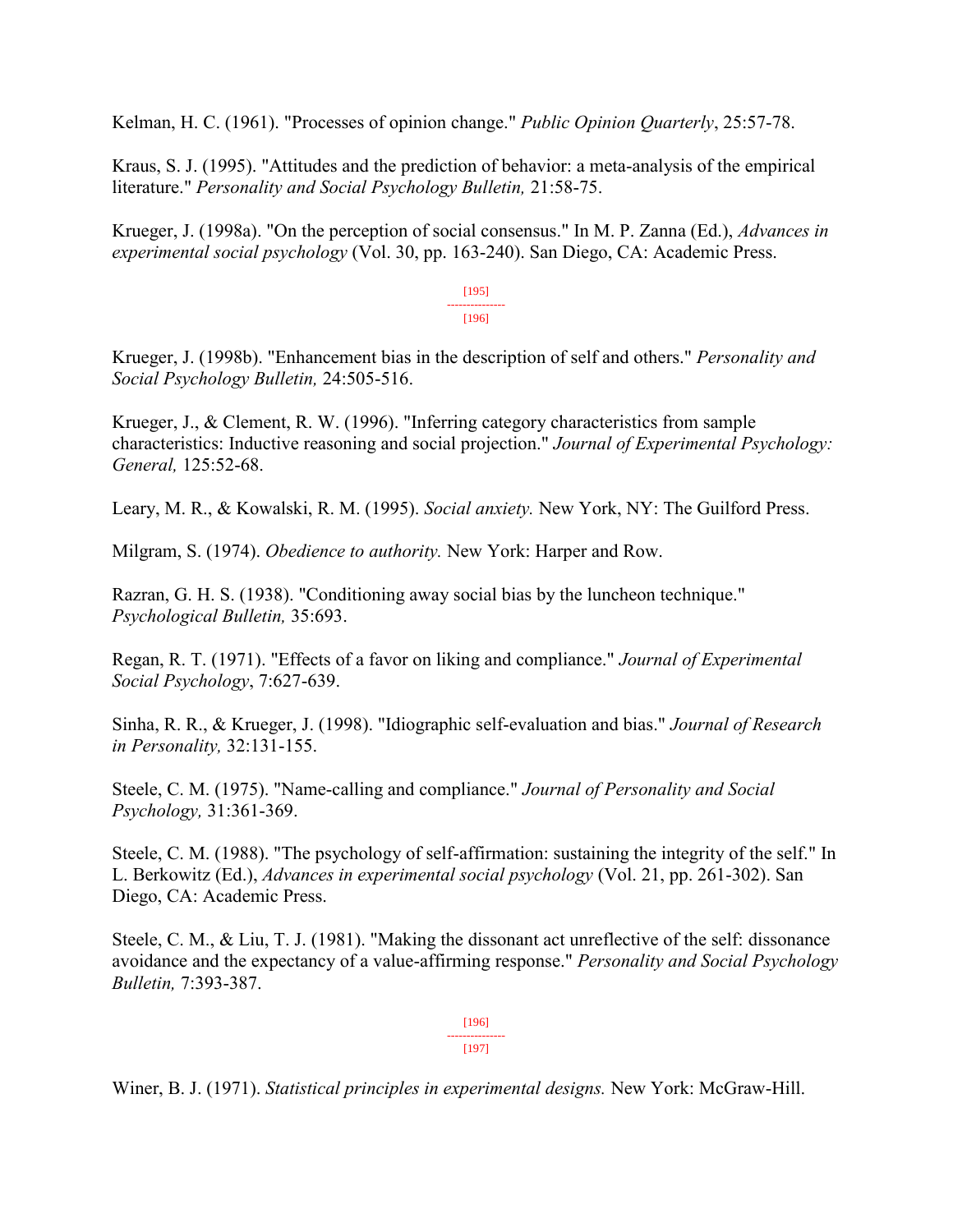Kelman, H. C. (1961). "Processes of opinion change." *Public Opinion Quarterly*, 25:57-78.

Kraus, S. J. (1995). "Attitudes and the prediction of behavior: a meta-analysis of the empirical literature." *Personality and Social Psychology Bulletin,* 21:58-75.

Krueger, J. (1998a). "On the perception of social consensus." In M. P. Zanna (Ed.), *Advances in experimental social psychology* (Vol. 30, pp. 163-240). San Diego, CA: Academic Press.

Krueger, J. (1998b). "Enhancement bias in the description of self and others." *Personality and Social Psychology Bulletin,* 24:505-516.

Krueger, J., & Clement, R. W. (1996). "Inferring category characteristics from sample characteristics: Inductive reasoning and social projection." *Journal of Experimental Psychology: General,* 125:52-68.

Leary, M. R., & Kowalski, R. M. (1995). *Social anxiety.* New York, NY: The Guilford Press.

Milgram, S. (1974). *Obedience to authority.* New York: Harper and Row.

Razran, G. H. S. (1938). "Conditioning away social bias by the luncheon technique." *Psychological Bulletin,* 35:693.

Regan, R. T. (1971). "Effects of a favor on liking and compliance." *Journal of Experimental Social Psychology*, 7:627-639.

Sinha, R. R., & Krueger, J. (1998). "Idiographic self-evaluation and bias." *Journal of Research in Personality,* 32:131-155.

Steele, C. M. (1975). "Name-calling and compliance." *Journal of Personality and Social Psychology,* 31:361-369.

Steele, C. M. (1988). "The psychology of self-affirmation: sustaining the integrity of the self." In L. Berkowitz (Ed.), *Advances in experimental social psychology* (Vol. 21, pp. 261-302). San Diego, CA: Academic Press.

Steele, C. M., & Liu, T. J. (1981). "Making the dissonant act unreflective of the self: dissonance avoidance and the expectancy of a value-affirming response." *Personality and Social Psychology Bulletin,* 7:393-387.

Winer, B. J. (1971). *Statistical principles in experimental designs.* New York: McGraw-Hill.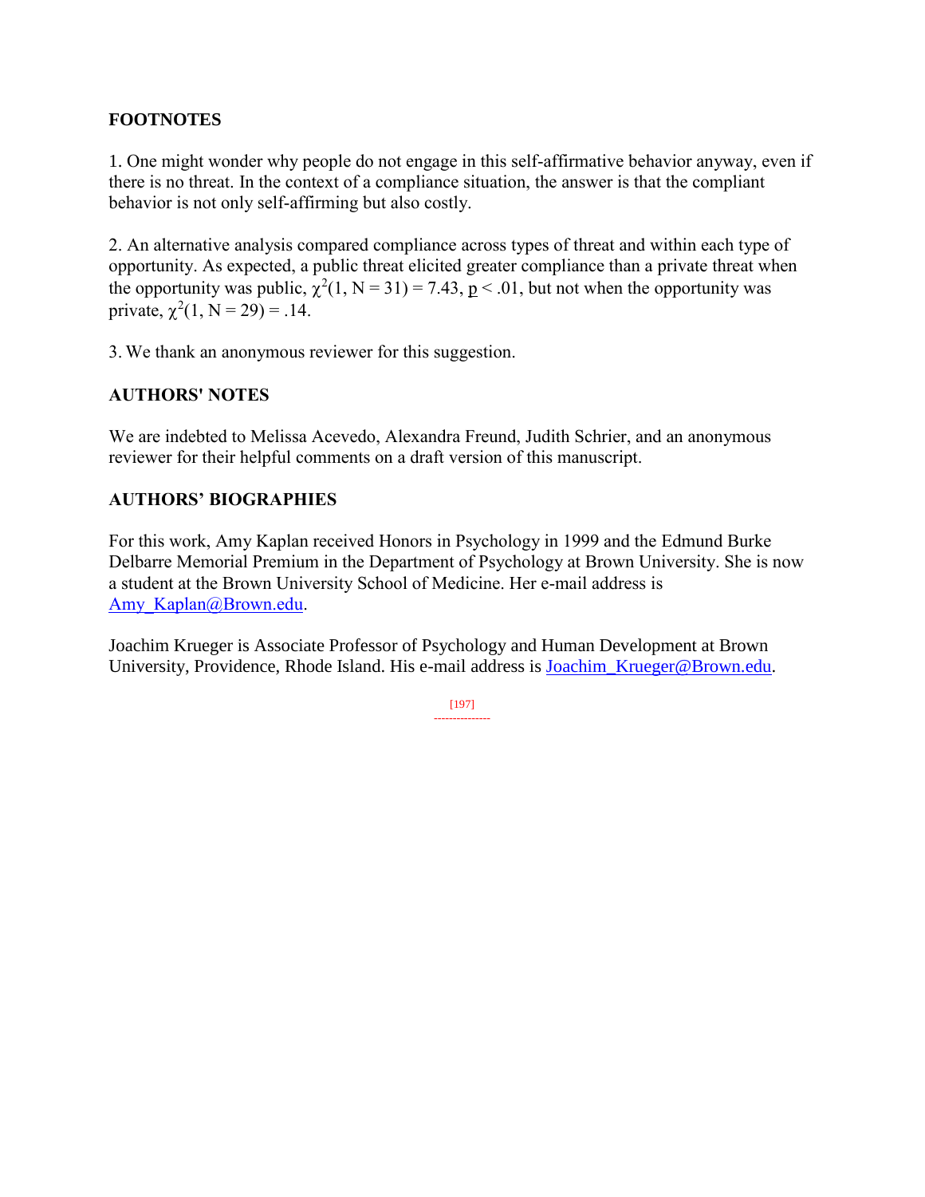## FOOTNOTES

1. One might wonder why people do not engage in this self-affirmative behavior anyway, even if there is no threat. In the context of a compliance situation, the answer is that the compliant behavior is not only self-affirming but also costly.

2. An alternative analysis compared compliance across types of threat and within each type of opportunity. As expected, a public threat elicited greater compliance than a private threat when the opportunity was public, $\chi^2(1, N = 31) = 7.43$, $p < .01$, but not when the opportunity was private, $\chi^2(1, N = 29) = .14$.

3. We thank an anonymous reviewer for this suggestion.

## AUTHORS' NOTES

We are indebted to Melissa Acevedo, Alexandra Freund, Judith Schrier, and an anonymous reviewer for their helpful comments on a draft version of this manuscript.

## AUTHORS' BIOGRAPHIES

For this work, Amy Kaplan received Honors in Psychology in 1999 and the Edmund Burke Delbarre Memorial Premium in the Department of Psychology at Brown University. She is now a student at the Brown University School of Medicine. Her e-mail address is Amy_Kaplan@Brown.edu.

Joachim Krueger is Associate Professor of Psychology and Human Development at Brown University, Providence, Rhode Island. His e-mail address is Joachim_Krueger@Brown.edu.